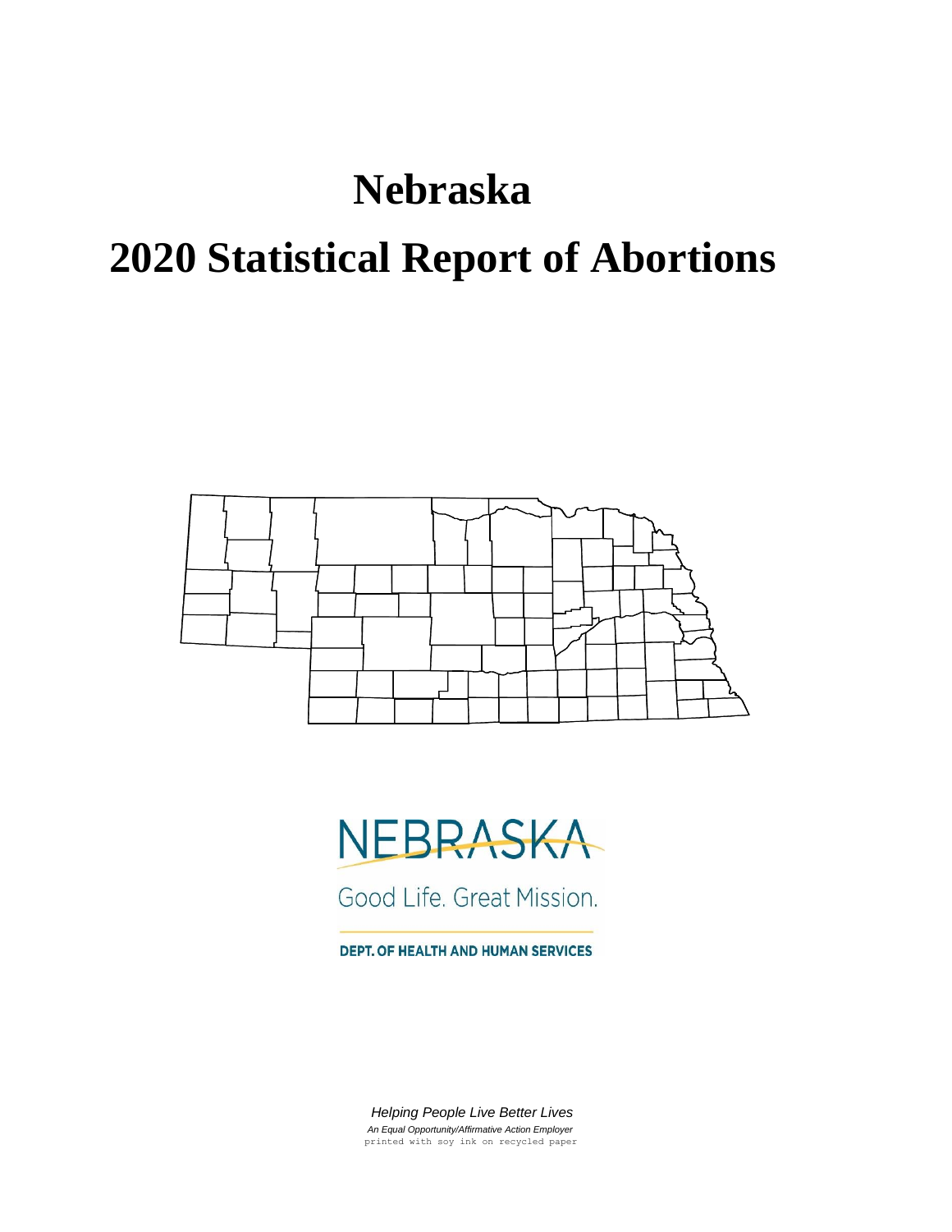# Nebraska

# 2020 Statistical Report of Abortions

NEBRASKA

Good Life. Great Mission.

DEPT. OF HEALTH AND HUMAN SERVICES

*Helping People Live Better Lives*

*An Equal Opportunity/Affirmative Action Employer*

printed with soy ink on recycled paper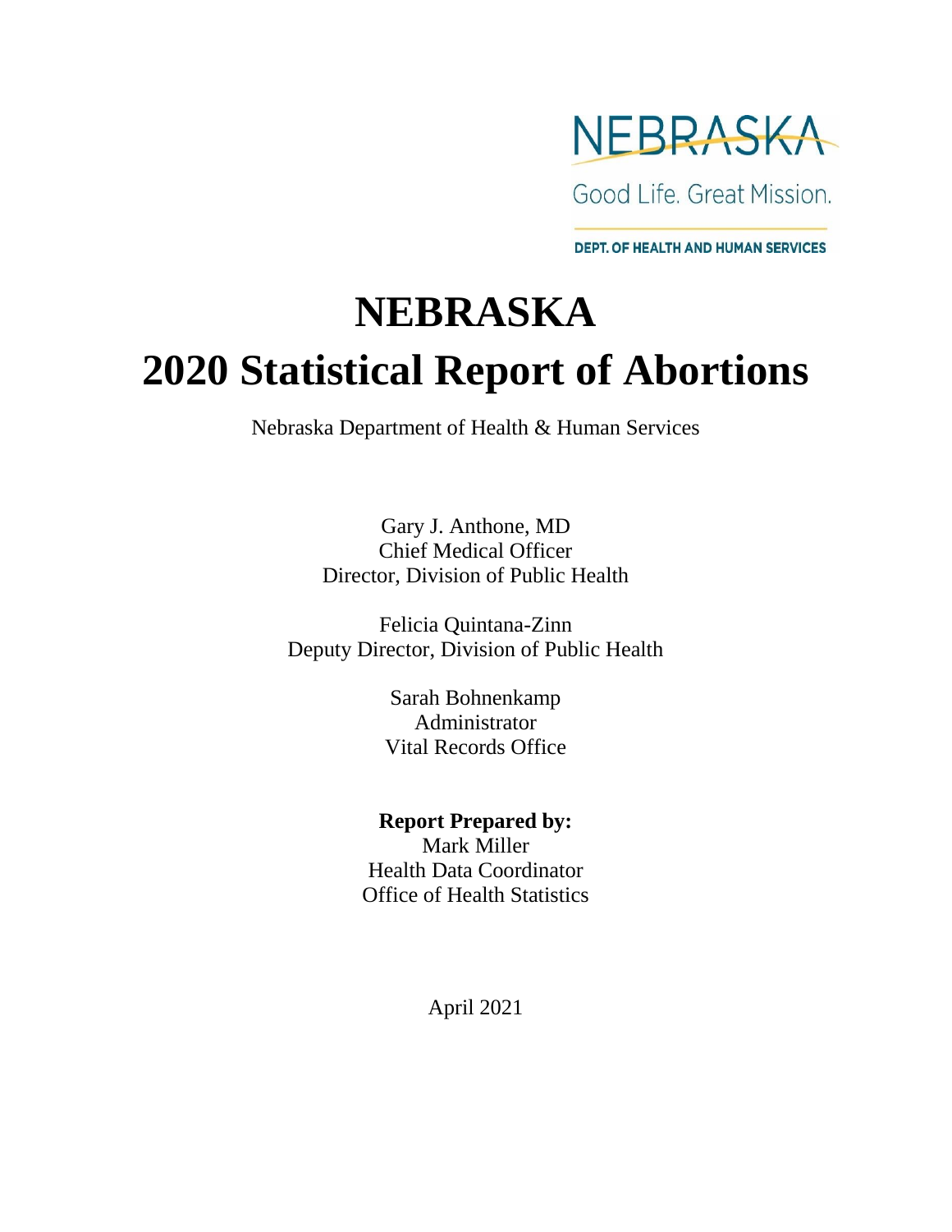NEBRASKA

Good Life. Great Mission.

DEPT. OF HEALTH AND HUMAN SERVICES

# NEBRASKA
# 2020 Statistical Report of Abortions

Nebraska Department of Health & Human Services

Gary J. Anthone, MD
Chief Medical Officer
Director, Division of Public Health

Felicia Quintana-Zinn
Deputy Director, Division of Public Health

Sarah Bohnenkamp
Administrator
Vital Records Office

**Report Prepared by:**
Mark Miller
Health Data Coordinator
Office of Health Statistics

April 2021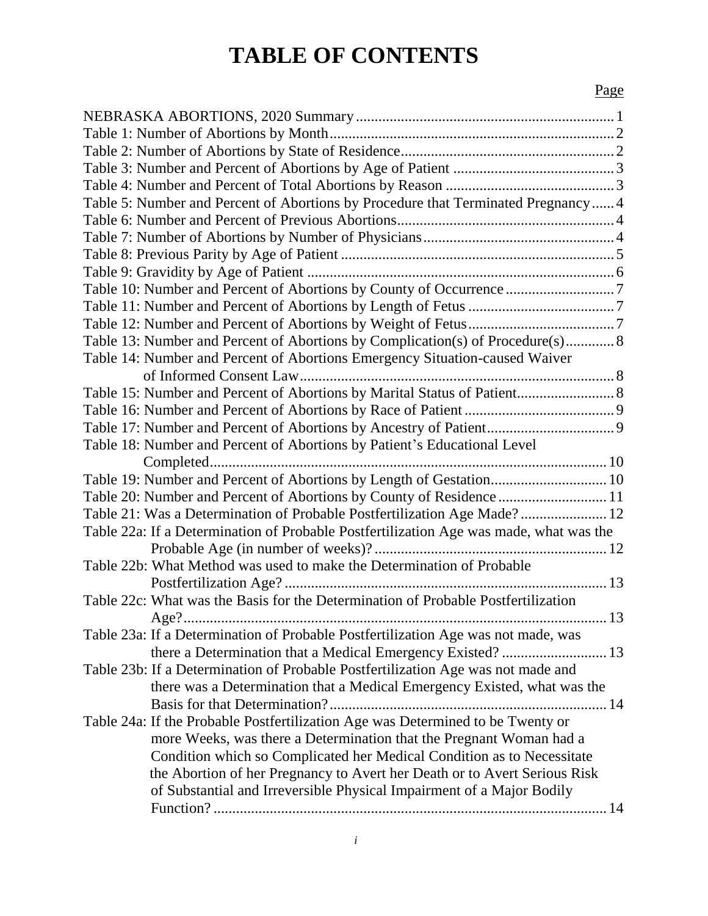# TABLE OF CONTENTS

| | Page |
|---|---|
| NEBRASKA ABORTIONS, 2020 Summary | 1 |
| Table 1: Number of Abortions by Month | 2 |
| Table 2: Number of Abortions by State of Residence | 2 |
| Table 3: Number and Percent of Abortions by Age of Patient | 3 |
| Table 4: Number and Percent of Total Abortions by Reason | 3 |
| Table 5: Number and Percent of Abortions by Procedure that Terminated Pregnancy | 4 |
| Table 6: Number and Percent of Previous Abortions | 4 |
| Table 7: Number of Abortions by Number of Physicians | 4 |
| Table 8: Previous Parity by Age of Patient | 5 |
| Table 9: Gravidity by Age of Patient | 6 |
| Table 10: Number and Percent of Abortions by County of Occurrence | 7 |
| Table 11: Number and Percent of Abortions by Length of Fetus | 7 |
| Table 12: Number and Percent of Abortions by Weight of Fetus | 7 |
| Table 13: Number and Percent of Abortions by Complication(s) of Procedure(s) | 8 |
| Table 14: Number and Percent of Abortions Emergency Situation-caused Waiver of Informed Consent Law | 8 |
| Table 15: Number and Percent of Abortions by Marital Status of Patient | 8 |
| Table 16: Number and Percent of Abortions by Race of Patient | 9 |
| Table 17: Number and Percent of Abortions by Ancestry of Patient | 9 |
| Table 18: Number and Percent of Abortions by Patient's Educational Level Completed | 10 |
| Table 19: Number and Percent of Abortions by Length of Gestation | 10 |
| Table 20: Number and Percent of Abortions by County of Residence | 11 |
| Table 21: Was a Determination of Probable Postfertilization Age Made? | 12 |
| Table 22a: If a Determination of Probable Postfertilization Age was made, what was the Probable Age (in number of weeks)? | 12 |
| Table 22b: What Method was used to make the Determination of Probable Postfertilization Age? | 13 |
| Table 22c: What was the Basis for the Determination of Probable Postfertilization Age? | 13 |
| Table 23a: If a Determination of Probable Postfertilization Age was not made, was there a Determination that a Medical Emergency Existed? | 13 |
| Table 23b: If a Determination of Probable Postfertilization Age was not made and there was a Determination that a Medical Emergency Existed, what was the Basis for that Determination? | 14 |
| Table 24a: If the Probable Postfertilization Age was Determined to be Twenty or more Weeks, was there a Determination that the Pregnant Woman had a Condition which so Complicated her Medical Condition as to Necessitate the Abortion of her Pregnancy to Avert her Death or to Avert Serious Risk of Substantial and Irreversible Physical Impairment of a Major Bodily Function? | 14 |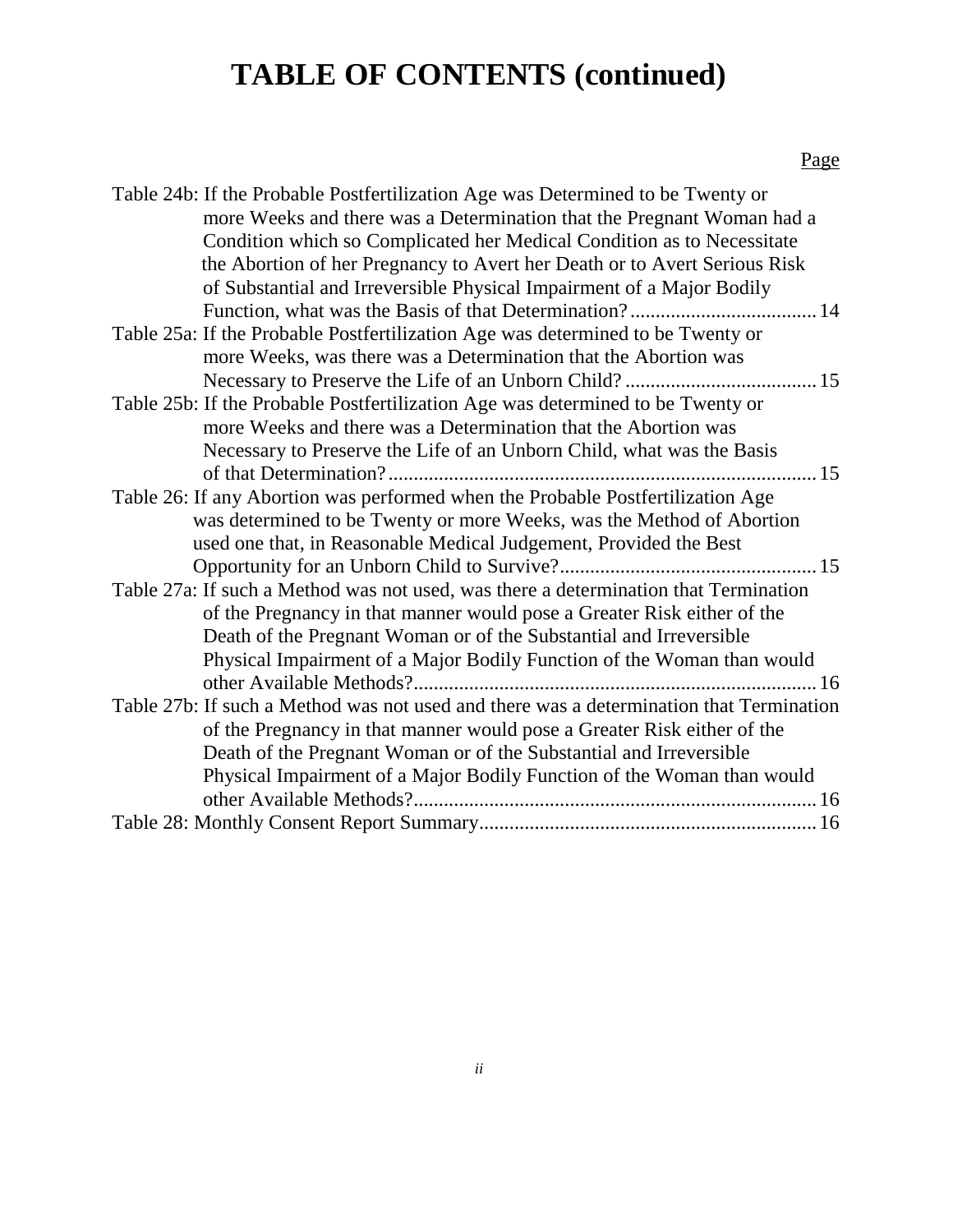# TABLE OF CONTENTS (continued)

| | Page |
|---|---|
| Table 24b: If the Probable Postfertilization Age was Determined to be Twenty or more Weeks and there was a Determination that the Pregnant Woman had a Condition which so Complicated her Medical Condition as to Necessitate the Abortion of her Pregnancy to Avert her Death or to Avert Serious Risk of Substantial and Irreversible Physical Impairment of a Major Bodily Function, what was the Basis of that Determination? | 14 |
| Table 25a: If the Probable Postfertilization Age was determined to be Twenty or more Weeks, was there was a Determination that the Abortion was Necessary to Preserve the Life of an Unborn Child? | 15 |
| Table 25b: If the Probable Postfertilization Age was determined to be Twenty or more Weeks and there was a Determination that the Abortion was Necessary to Preserve the Life of an Unborn Child, what was the Basis of that Determination? | 15 |
| Table 26: If any Abortion was performed when the Probable Postfertilization Age was determined to be Twenty or more Weeks, was the Method of Abortion used one that, in Reasonable Medical Judgement, Provided the Best Opportunity for an Unborn Child to Survive? | 15 |
| Table 27a: If such a Method was not used, was there a determination that Termination of the Pregnancy in that manner would pose a Greater Risk either of the Death of the Pregnant Woman or of the Substantial and Irreversible Physical Impairment of a Major Bodily Function of the Woman than would other Available Methods? | 16 |
| Table 27b: If such a Method was not used and there was a determination that Termination of the Pregnancy in that manner would pose a Greater Risk either of the Death of the Pregnant Woman or of the Substantial and Irreversible Physical Impairment of a Major Bodily Function of the Woman than would other Available Methods? | 16 |
| Table 28: Monthly Consent Report Summary | 16 |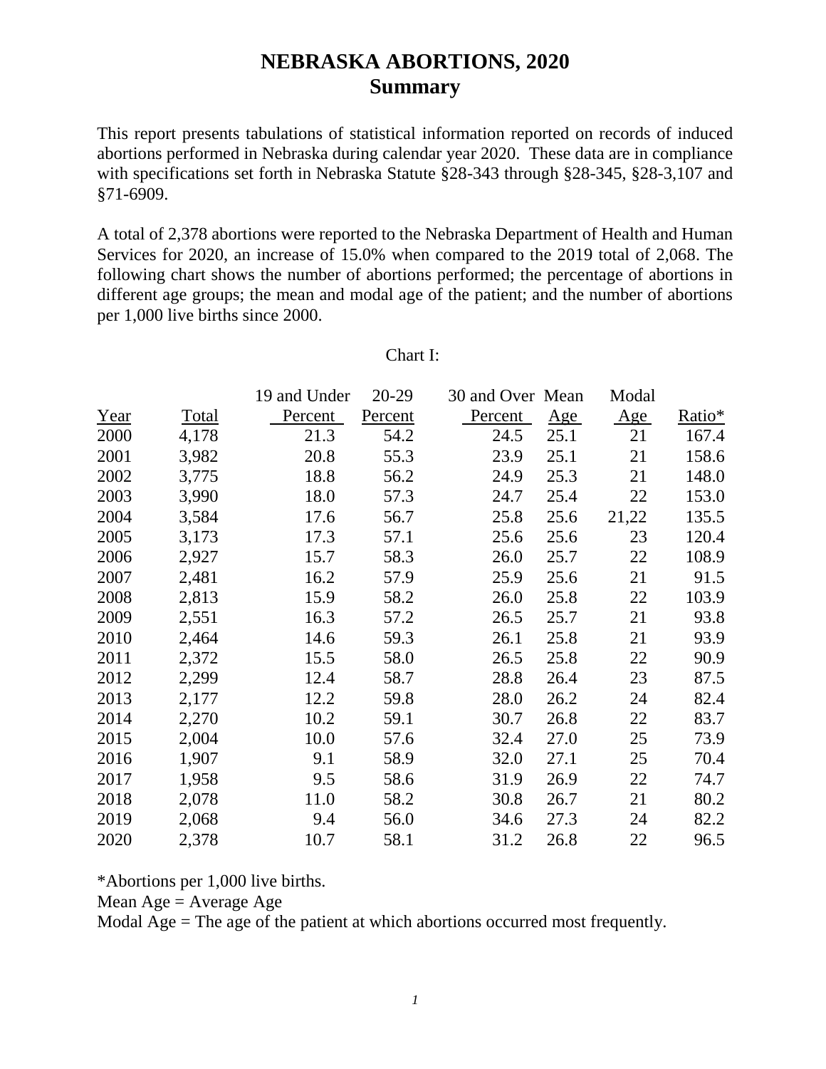# NEBRASKA ABORTIONS, 2020
## Summary

This report presents tabulations of statistical information reported on records of induced abortions performed in Nebraska during calendar year 2020. These data are in compliance with specifications set forth in Nebraska Statute §28-343 through §28-345, §28-3,107 and §71-6909.

A total of 2,378 abortions were reported to the Nebraska Department of Health and Human Services for 2020, an increase of 15.0% when compared to the 2019 total of 2,068. The following chart shows the number of abortions performed; the percentage of abortions in different age groups; the mean and modal age of the patient; and the number of abortions per 1,000 live births since 2000.

Chart I:

| Year | Total | 19 and Under Percent | 20-29 Percent | 30 and Over Percent | Mean Age | Modal Age | Ratio* |
|---|---|---|---|---|---|---|---|
| 2000 | 4,178 | 21.3 | 54.2 | 24.5 | 25.1 | 21 | 167.4 |
| 2001 | 3,982 | 20.8 | 55.3 | 23.9 | 25.1 | 21 | 158.6 |
| 2002 | 3,775 | 18.8 | 56.2 | 24.9 | 25.3 | 21 | 148.0 |
| 2003 | 3,990 | 18.0 | 57.3 | 24.7 | 25.4 | 22 | 153.0 |
| 2004 | 3,584 | 17.6 | 56.7 | 25.8 | 25.6 | 21,22 | 135.5 |
| 2005 | 3,173 | 17.3 | 57.1 | 25.6 | 25.6 | 23 | 120.4 |
| 2006 | 2,927 | 15.7 | 58.3 | 26.0 | 25.7 | 22 | 108.9 |
| 2007 | 2,481 | 16.2 | 57.9 | 25.9 | 25.6 | 21 | 91.5 |
| 2008 | 2,813 | 15.9 | 58.2 | 26.0 | 25.8 | 22 | 103.9 |
| 2009 | 2,551 | 16.3 | 57.2 | 26.5 | 25.7 | 21 | 93.8 |
| 2010 | 2,464 | 14.6 | 59.3 | 26.1 | 25.8 | 21 | 93.9 |
| 2011 | 2,372 | 15.5 | 58.0 | 26.5 | 25.8 | 22 | 90.9 |
| 2012 | 2,299 | 12.4 | 58.7 | 28.8 | 26.4 | 23 | 87.5 |
| 2013 | 2,177 | 12.2 | 59.8 | 28.0 | 26.2 | 24 | 82.4 |
| 2014 | 2,270 | 10.2 | 59.1 | 30.7 | 26.8 | 22 | 83.7 |
| 2015 | 2,004 | 10.0 | 57.6 | 32.4 | 27.0 | 25 | 73.9 |
| 2016 | 1,907 | 9.1 | 58.9 | 32.0 | 27.1 | 25 | 70.4 |
| 2017 | 1,958 | 9.5 | 58.6 | 31.9 | 26.9 | 22 | 74.7 |
| 2018 | 2,078 | 11.0 | 58.2 | 30.8 | 26.7 | 21 | 80.2 |
| 2019 | 2,068 | 9.4 | 56.0 | 34.6 | 27.3 | 24 | 82.2 |
| 2020 | 2,378 | 10.7 | 58.1 | 31.2 | 26.8 | 22 | 96.5 |

*Abortions per 1,000 live births.

Mean Age = Average Age

Modal Age = The age of the patient at which abortions occurred most frequently.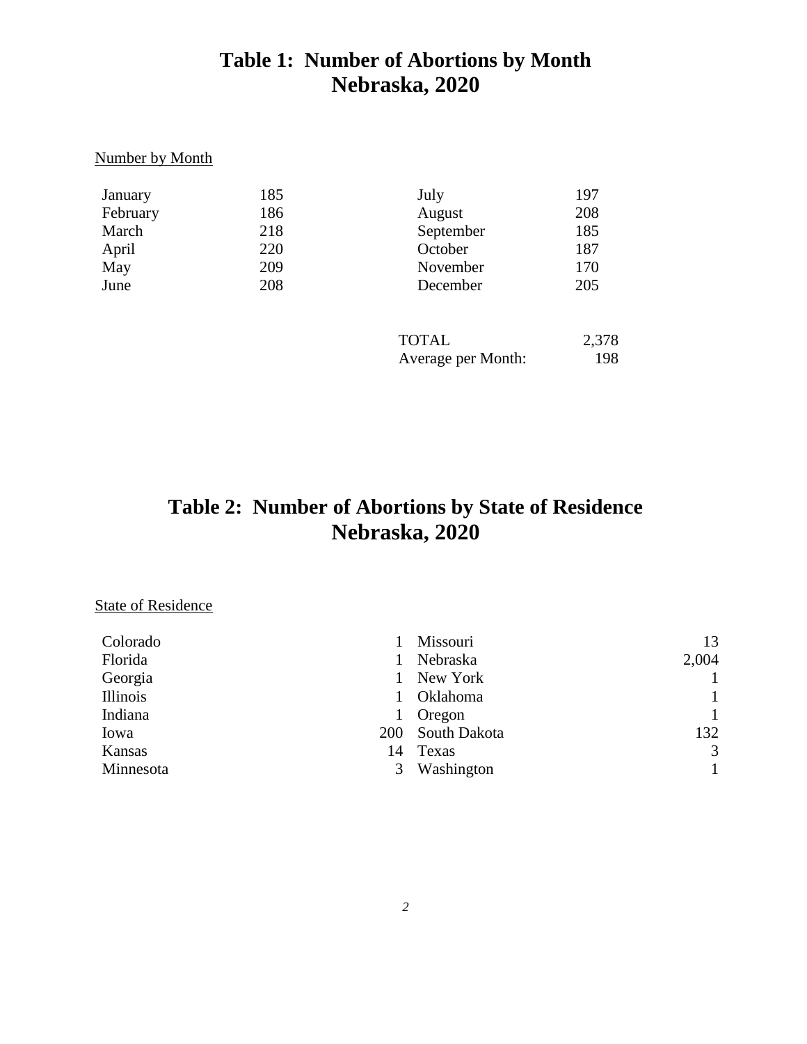## Table 1: Number of Abortions by Month
## Nebraska, 2020

Number by Month

| Month | Number | Month | Number |
|---|---|---|---|
| January | 185 | July | 197 |
| February | 186 | August | 208 |
| March | 218 | September | 185 |
| April | 220 | October | 187 |
| May | 209 | November | 170 |
| June | 208 | December | 205 |
| | | TOTAL | 2,378 |
| | | Average per Month: | 198 |

## Table 2: Number of Abortions by State of Residence
## Nebraska, 2020

State of Residence

| State | Number | State | Number |
|---|---|---|---|
| Colorado | 1 | Missouri | 13 |
| Florida | 1 | Nebraska | 2,004 |
| Georgia | 1 | New York | 1 |
| Illinois | 1 | Oklahoma | 1 |
| Indiana | 1 | Oregon | 1 |
| Iowa | 200 | South Dakota | 132 |
| Kansas | 14 | Texas | 3 |
| Minnesota | 3 | Washington | 1 |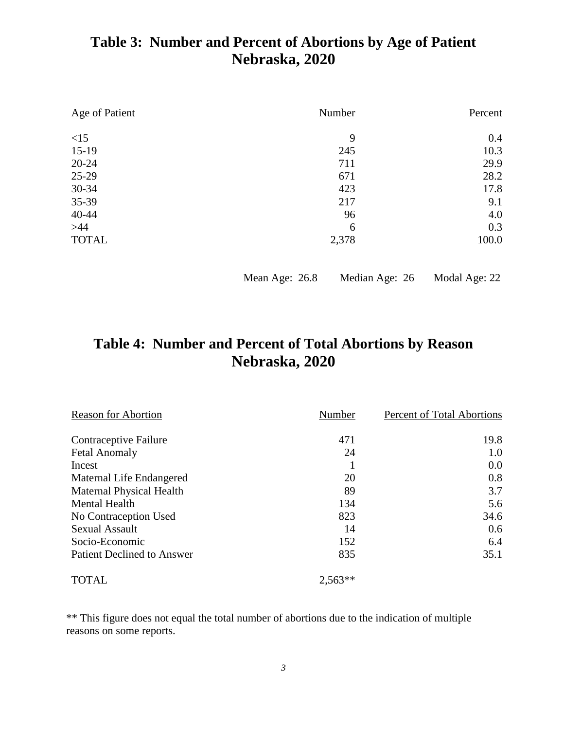## Table 3: Number and Percent of Abortions by Age of Patient Nebraska, 2020

| Age of Patient | Number | Percent |
|---|---|---|
| <15 | 9 | 0.4 |
| 15-19 | 245 | 10.3 |
| 20-24 | 711 | 29.9 |
| 25-29 | 671 | 28.2 |
| 30-34 | 423 | 17.8 |
| 35-39 | 217 | 9.1 |
| 40-44 | 96 | 4.0 |
| >44 | 6 | 0.3 |
| TOTAL | 2,378 | 100.0 |

Mean Age: 26.8 Median Age: 26 Modal Age: 22

## Table 4: Number and Percent of Total Abortions by Reason Nebraska, 2020

| Reason for Abortion | Number | Percent of Total Abortions |
|---|---|---|
| Contraceptive Failure | 471 | 19.8 |
| Fetal Anomaly | 24 | 1.0 |
| Incest | 1 | 0.0 |
| Maternal Life Endangered | 20 | 0.8 |
| Maternal Physical Health | 89 | 3.7 |
| Mental Health | 134 | 5.6 |
| No Contraception Used | 823 | 34.6 |
| Sexual Assault | 14 | 0.6 |
| Socio-Economic | 152 | 6.4 |
| Patient Declined to Answer | 835 | 35.1 |
| TOTAL | 2,563** | |

** This figure does not equal the total number of abortions due to the indication of multiple reasons on some reports.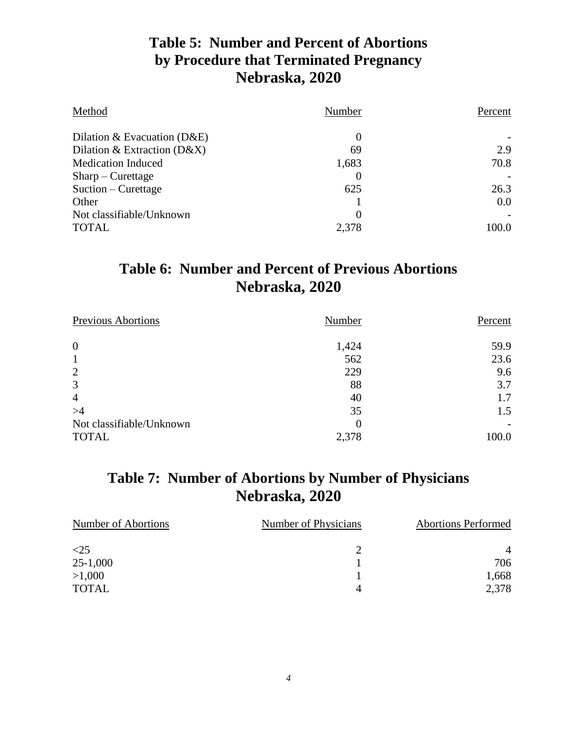## Table 5: Number and Percent of Abortions by Procedure that Terminated Pregnancy Nebraska, 2020

| Method | Number | Percent |
|---|---|---|
| Dilation & Evacuation (D&E) | 0 | - |
| Dilation & Extraction (D&X) | 69 | 2.9 |
| Medication Induced | 1,683 | 70.8 |
| Sharp – Curettage | 0 | - |
| Suction – Curettage | 625 | 26.3 |
| Other | 1 | 0.0 |
| Not classifiable/Unknown | 0 | - |
| TOTAL | 2,378 | 100.0 |

## Table 6: Number and Percent of Previous Abortions Nebraska, 2020

| Previous Abortions | Number | Percent |
|---|---|---|
| 0 | 1,424 | 59.9 |
| 1 | 562 | 23.6 |
| 2 | 229 | 9.6 |
| 3 | 88 | 3.7 |
| 4 | 40 | 1.7 |
| >4 | 35 | 1.5 |
| Not classifiable/Unknown | 0 | - |
| TOTAL | 2,378 | 100.0 |

## Table 7: Number of Abortions by Number of Physicians Nebraska, 2020

| Number of Abortions | Number of Physicians | Abortions Performed |
|---|---|---|
| <25 | 2 | 4 |
| 25-1,000 | 1 | 706 |
| >1,000 | 1 | 1,668 |
| TOTAL | 4 | 2,378 |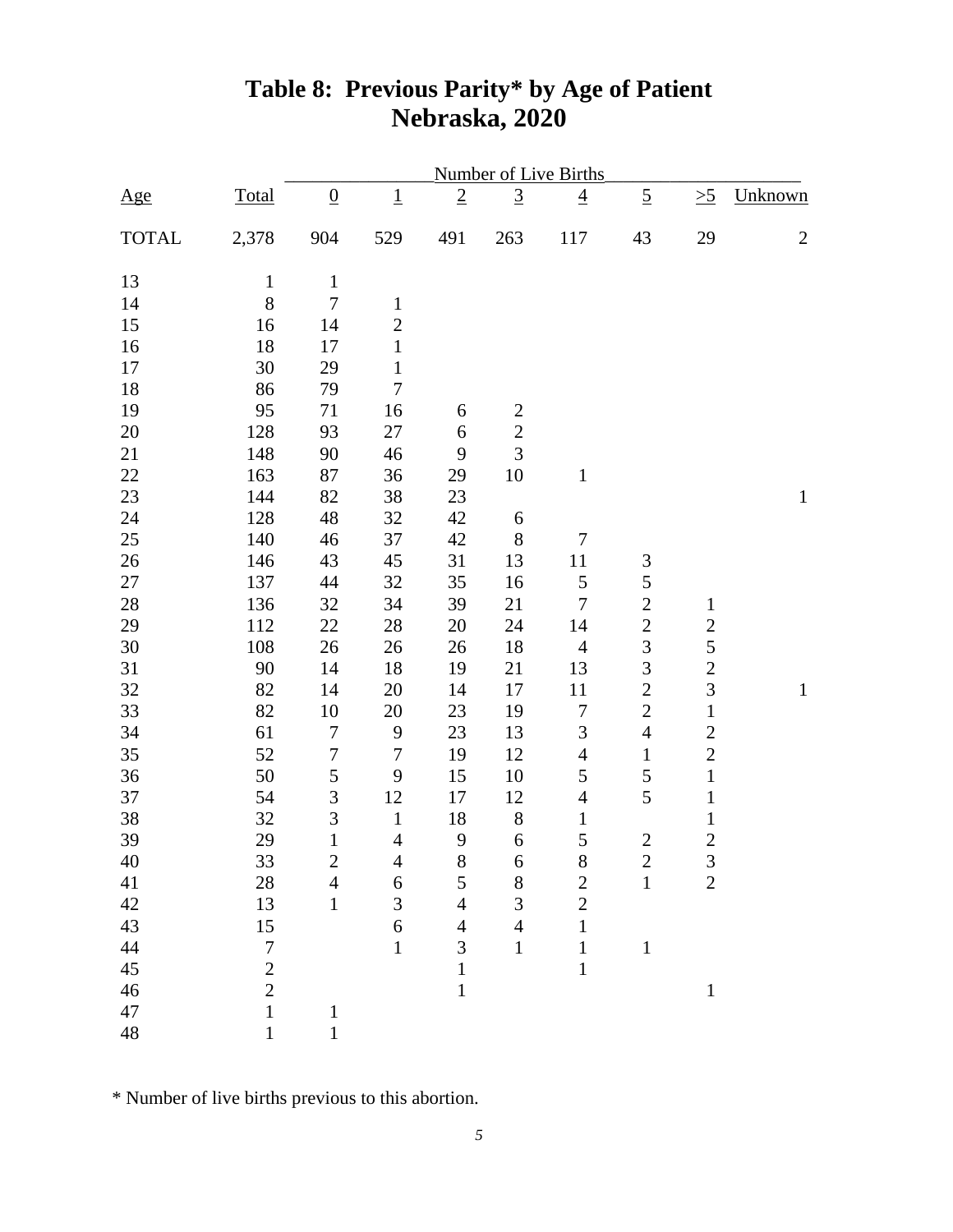# Table 8: Previous Parity* by Age of Patient
## Nebraska, 2020

| Age | Total | Number of Live Births | | | | | | | |
|---|---|---|---|---|---|---|---|---|---|
| | | 0 | 1 | 2 | 3 | 4 | 5 | >5 | Unknown |
| TOTAL | 2,378 | 904 | 529 | 491 | 263 | 117 | 43 | 29 | 2 |
| 13 | 1 | 1 | | | | | | | |
| 14 | 8 | 7 | 1 | | | | | | |
| 15 | 16 | 14 | 2 | | | | | | |
| 16 | 18 | 17 | 1 | | | | | | |
| 17 | 30 | 29 | 1 | | | | | | |
| 18 | 86 | 79 | 7 | | | | | | |
| 19 | 95 | 71 | 16 | 6 | 2 | | | | |
| 20 | 128 | 93 | 27 | 6 | 2 | | | | |
| 21 | 148 | 90 | 46 | 9 | 3 | | | | |
| 22 | 163 | 87 | 36 | 29 | 10 | 1 | | | |
| 23 | 144 | 82 | 38 | 23 | | | | | 1 |
| 24 | 128 | 48 | 32 | 42 | 6 | | | | |
| 25 | 140 | 46 | 37 | 42 | 8 | 7 | | | |
| 26 | 146 | 43 | 45 | 31 | 13 | 11 | 3 | | |
| 27 | 137 | 44 | 32 | 35 | 16 | 5 | 5 | | |
| 28 | 136 | 32 | 34 | 39 | 21 | 7 | 2 | 1 | |
| 29 | 112 | 22 | 28 | 20 | 24 | 14 | 2 | 2 | |
| 30 | 108 | 26 | 26 | 26 | 18 | 4 | 3 | 5 | |
| 31 | 90 | 14 | 18 | 19 | 21 | 13 | 3 | 2 | |
| 32 | 82 | 14 | 20 | 14 | 17 | 11 | 2 | 3 | 1 |
| 33 | 82 | 10 | 20 | 23 | 19 | 7 | 2 | 1 | |
| 34 | 61 | 7 | 9 | 23 | 13 | 3 | 4 | 2 | |
| 35 | 52 | 7 | 7 | 19 | 12 | 4 | 1 | 2 | |
| 36 | 50 | 5 | 9 | 15 | 10 | 5 | 5 | 1 | |
| 37 | 54 | 3 | 12 | 17 | 12 | 4 | 5 | 1 | |
| 38 | 32 | 3 | 1 | 18 | 8 | 1 | | 1 | |
| 39 | 29 | 1 | 4 | 9 | 6 | 5 | 2 | 2 | |
| 40 | 33 | 2 | 4 | 8 | 6 | 8 | 2 | 3 | |
| 41 | 28 | 4 | 6 | 5 | 8 | 2 | 1 | 2 | |
| 42 | 13 | 1 | 3 | 4 | 3 | 2 | | | |
| 43 | 15 | | 6 | 4 | 4 | 1 | | | |
| 44 | 7 | | 1 | 3 | 1 | 1 | 1 | | |
| 45 | 2 | | | 1 | | 1 | | | |
| 46 | 2 | | | 1 | | | | 1 | |
| 47 | 1 | 1 | | | | | | | |
| 48 | 1 | 1 | | | | | | | |

\* Number of live births previous to this abortion.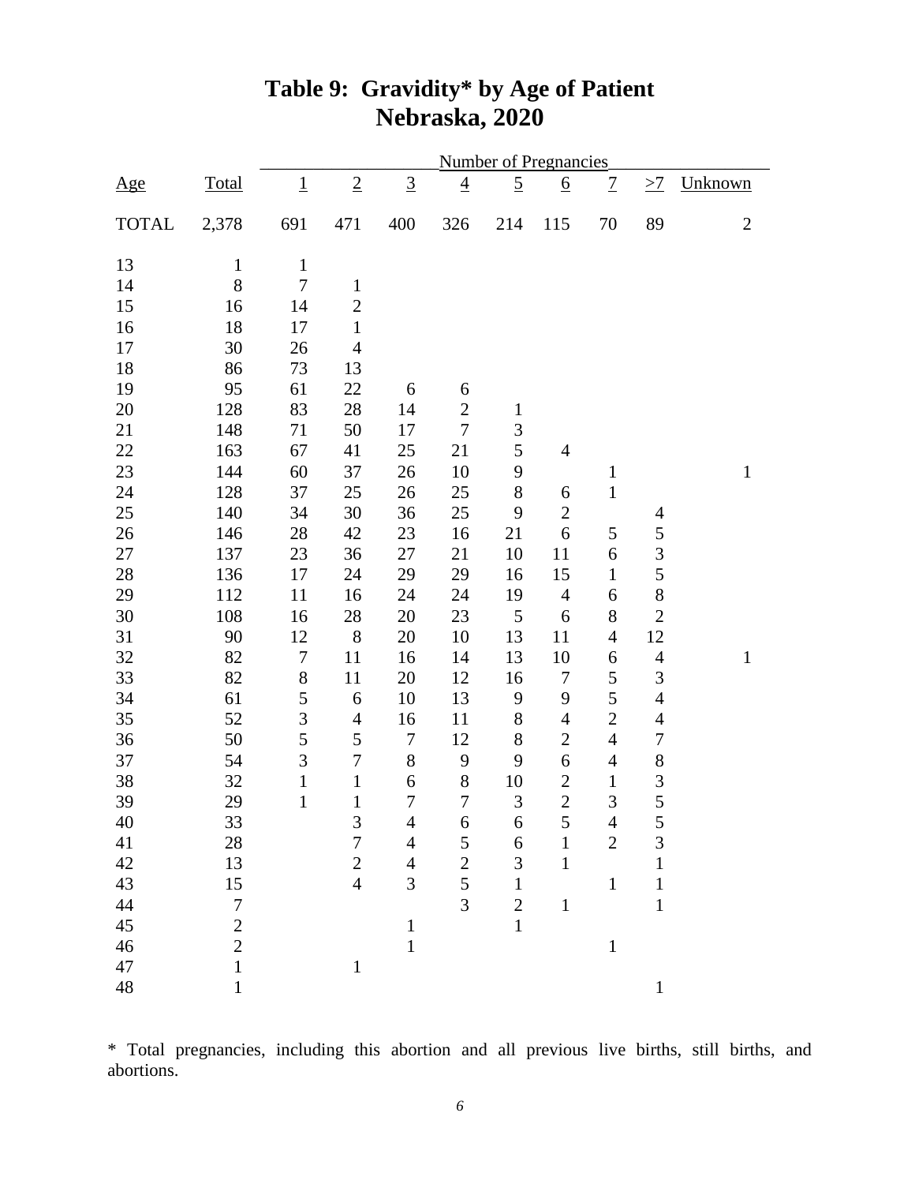# Table 9: Gravidity* by Age of Patient
# Nebraska, 2020

| | | Number of Pregnancies | | | | | | | | |
|---|---|---|---|---|---|---|---|---|---|---|
| Age | Total | 1 | 2 | 3 | 4 | 5 | 6 | 7 | >7 | Unknown |
| TOTAL | 2,378 | 691 | 471 | 400 | 326 | 214 | 115 | 70 | 89 | 2 |
| 13 | 1 | 1 | | | | | | | | |
| 14 | 8 | 7 | 1 | | | | | | | |
| 15 | 16 | 14 | 2 | | | | | | | |
| 16 | 18 | 17 | 1 | | | | | | | |
| 17 | 30 | 26 | 4 | | | | | | | |
| 18 | 86 | 73 | 13 | | | | | | | |
| 19 | 95 | 61 | 22 | 6 | 6 | | | | | |
| 20 | 128 | 83 | 28 | 14 | 2 | 1 | | | | |
| 21 | 148 | 71 | 50 | 17 | 7 | 3 | | | | |
| 22 | 163 | 67 | 41 | 25 | 21 | 5 | 4 | | | |
| 23 | 144 | 60 | 37 | 26 | 10 | 9 | | 1 | | 1 |
| 24 | 128 | 37 | 25 | 26 | 25 | 8 | 6 | 1 | | |
| 25 | 140 | 34 | 30 | 36 | 25 | 9 | 2 | | 4 | |
| 26 | 146 | 28 | 42 | 23 | 16 | 21 | 6 | 5 | 5 | |
| 27 | 137 | 23 | 36 | 27 | 21 | 10 | 11 | 6 | 3 | |
| 28 | 136 | 17 | 24 | 29 | 29 | 16 | 15 | 1 | 5 | |
| 29 | 112 | 11 | 16 | 24 | 24 | 19 | 4 | 6 | 8 | |
| 30 | 108 | 16 | 28 | 20 | 23 | 5 | 6 | 8 | 2 | |
| 31 | 90 | 12 | 8 | 20 | 10 | 13 | 11 | 4 | 12 | |
| 32 | 82 | 7 | 11 | 16 | 14 | 13 | 10 | 6 | 4 | 1 |
| 33 | 82 | 8 | 11 | 20 | 12 | 16 | 7 | 5 | 3 | |
| 34 | 61 | 5 | 6 | 10 | 13 | 9 | 9 | 5 | 4 | |
| 35 | 52 | 3 | 4 | 16 | 11 | 8 | 4 | 2 | 4 | |
| 36 | 50 | 5 | 5 | 7 | 12 | 8 | 2 | 4 | 7 | |
| 37 | 54 | 3 | 7 | 8 | 9 | 9 | 6 | 4 | 8 | |
| 38 | 32 | 1 | 1 | 6 | 8 | 10 | 2 | 1 | 3 | |
| 39 | 29 | 1 | 1 | 7 | 7 | 3 | 2 | 3 | 5 | |
| 40 | 33 | | 3 | 4 | 6 | 6 | 5 | 4 | 5 | |
| 41 | 28 | | 7 | 4 | 5 | 6 | 1 | 2 | 3 | |
| 42 | 13 | | 2 | 4 | 2 | 3 | 1 | | 1 | |
| 43 | 15 | | 4 | 3 | 5 | 1 | | 1 | 1 | |
| 44 | 7 | | | | 3 | 2 | 1 | | 1 | |
| 45 | 2 | | | 1 | | 1 | | | | |
| 46 | 2 | | | 1 | | | | 1 | | |
| 47 | 1 | | 1 | | | | | | | |
| 48 | 1 | | | | | | | | 1 | |

* Total pregnancies, including this abortion and all previous live births, still births, and abortions.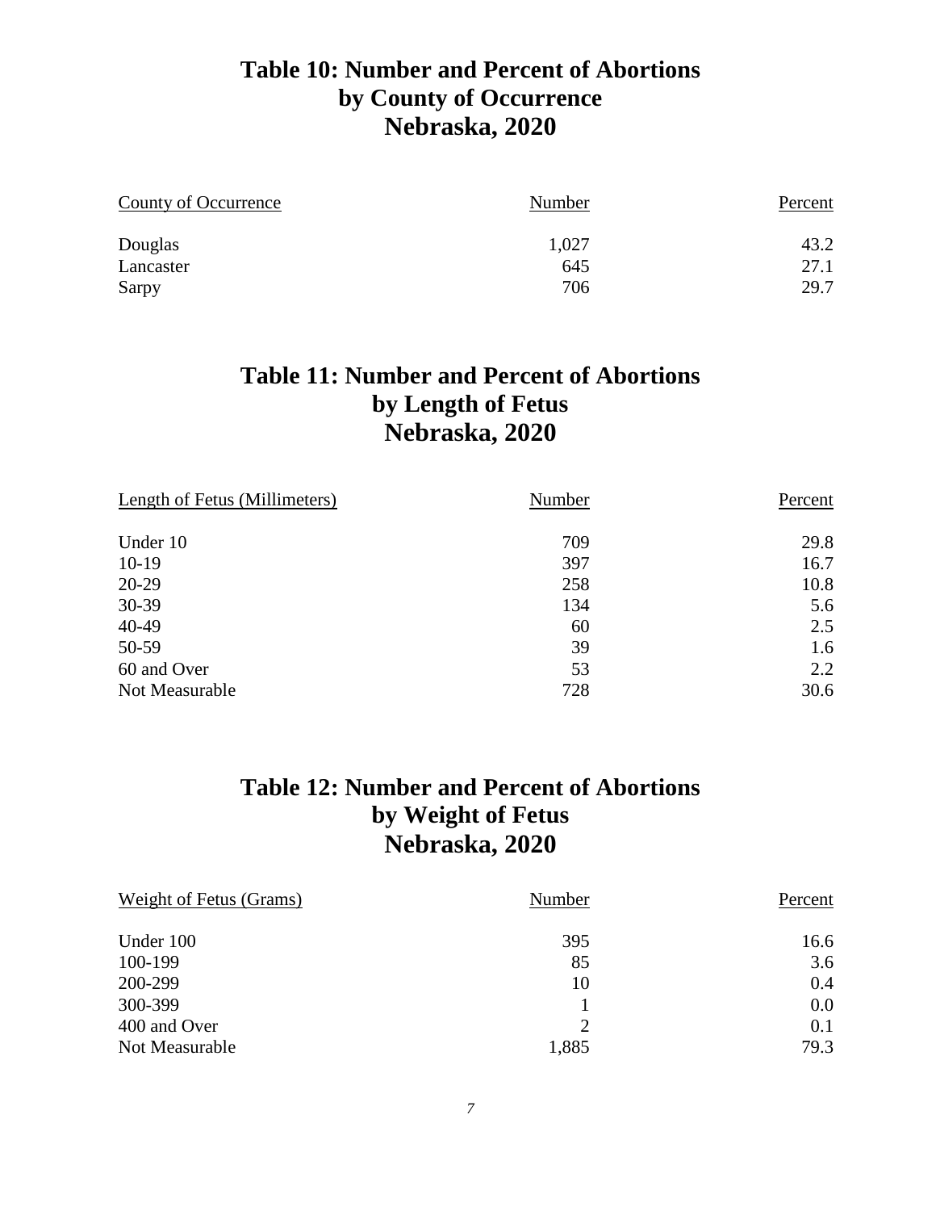## Table 10: Number and Percent of Abortions by County of Occurrence Nebraska, 2020

| County of Occurrence | Number | Percent |
|---|---|---|
| Douglas | 1,027 | 43.2 |
| Lancaster | 645 | 27.1 |
| Sarpy | 706 | 29.7 |

## Table 11: Number and Percent of Abortions by Length of Fetus Nebraska, 2020

| Length of Fetus (Millimeters) | Number | Percent |
|---|---|---|
| Under 10 | 709 | 29.8 |
| 10-19 | 397 | 16.7 |
| 20-29 | 258 | 10.8 |
| 30-39 | 134 | 5.6 |
| 40-49 | 60 | 2.5 |
| 50-59 | 39 | 1.6 |
| 60 and Over | 53 | 2.2 |
| Not Measurable | 728 | 30.6 |

## Table 12: Number and Percent of Abortions by Weight of Fetus Nebraska, 2020

| Weight of Fetus (Grams) | Number | Percent |
|---|---|---|
| Under 100 | 395 | 16.6 |
| 100-199 | 85 | 3.6 |
| 200-299 | 10 | 0.4 |
| 300-399 | 1 | 0.0 |
| 400 and Over | 2 | 0.1 |
| Not Measurable | 1,885 | 79.3 |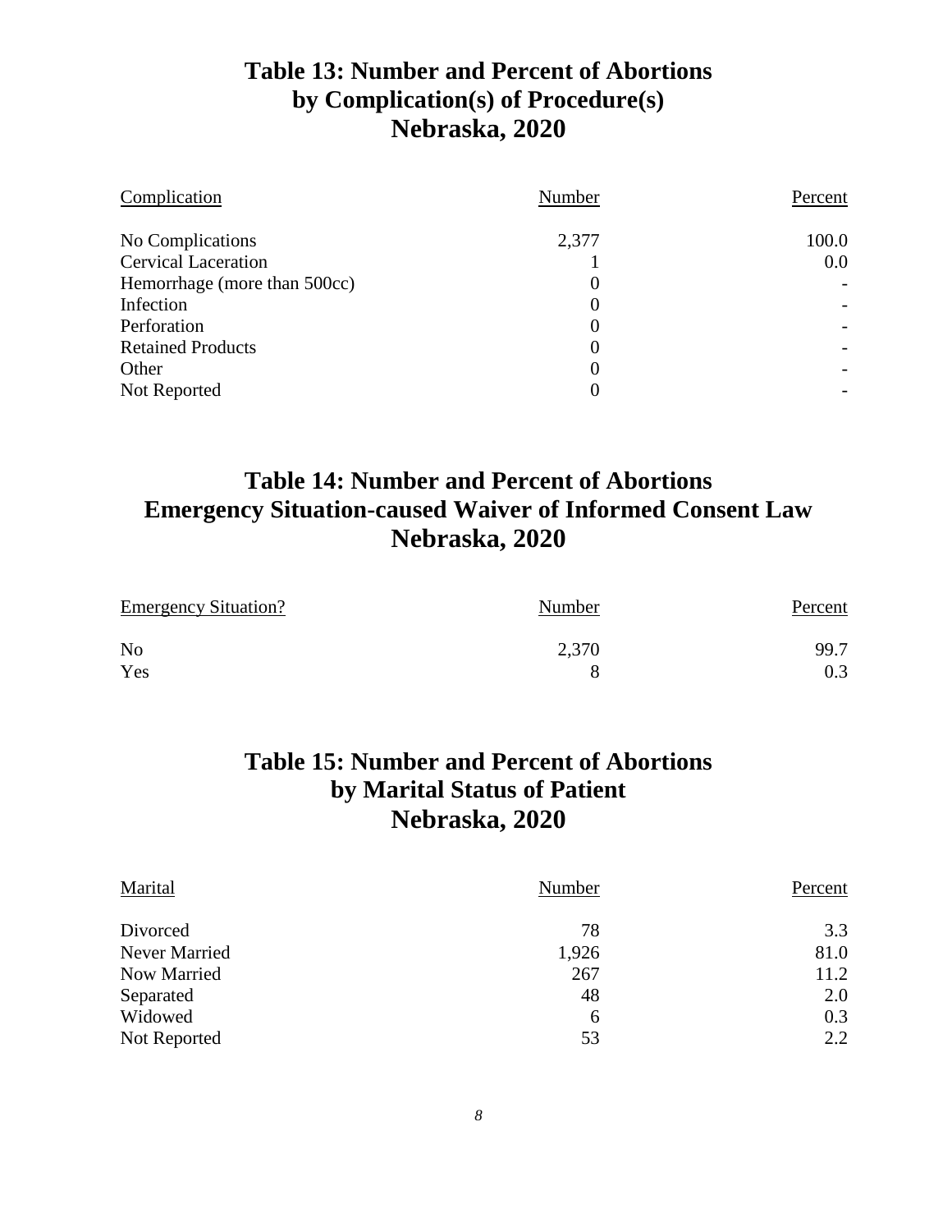## Table 13: Number and Percent of Abortions by Complication(s) of Procedure(s) Nebraska, 2020

| Complication | Number | Percent |
|---|---|---|
| No Complications | 2,377 | 100.0 |
| Cervical Laceration | 1 | 0.0 |
| Hemorrhage (more than 500cc) | 0 | - |
| Infection | 0 | - |
| Perforation | 0 | - |
| Retained Products | 0 | - |
| Other | 0 | - |
| Not Reported | 0 | - |

## Table 14: Number and Percent of Abortions Emergency Situation-caused Waiver of Informed Consent Law Nebraska, 2020

| Emergency Situation? | Number | Percent |
|---|---|---|
| No | 2,370 | 99.7 |
| Yes | 8 | 0.3 |

## Table 15: Number and Percent of Abortions by Marital Status of Patient Nebraska, 2020

| Marital | Number | Percent |
|---|---|---|
| Divorced | 78 | 3.3 |
| Never Married | 1,926 | 81.0 |
| Now Married | 267 | 11.2 |
| Separated | 48 | 2.0 |
| Widowed | 6 | 0.3 |
| Not Reported | 53 | 2.2 |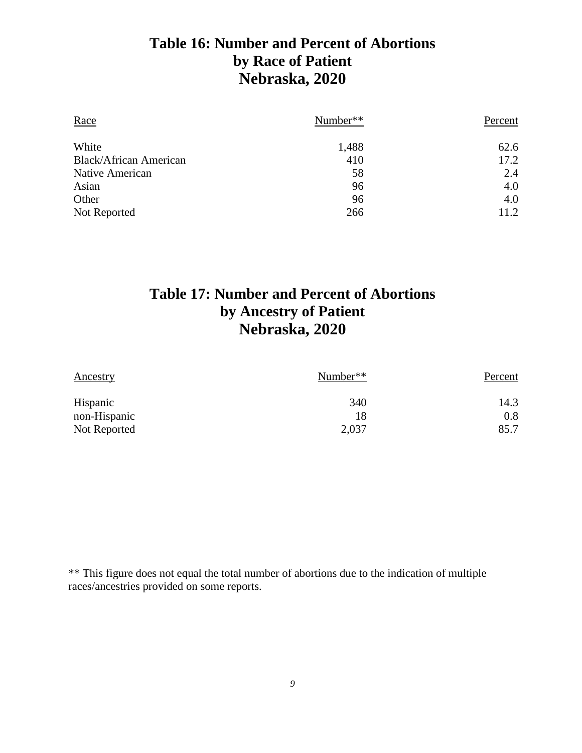## Table 16: Number and Percent of Abortions by Race of Patient Nebraska, 2020

| Race | Number** | Percent |
|---|---|---|
| White | 1,488 | 62.6 |
| Black/African American | 410 | 17.2 |
| Native American | 58 | 2.4 |
| Asian | 96 | 4.0 |
| Other | 96 | 4.0 |
| Not Reported | 266 | 11.2 |

## Table 17: Number and Percent of Abortions by Ancestry of Patient Nebraska, 2020

| Ancestry | Number** | Percent |
|---|---|---|
| Hispanic | 340 | 14.3 |
| non-Hispanic | 18 | 0.8 |
| Not Reported | 2,037 | 85.7 |

** This figure does not equal the total number of abortions due to the indication of multiple races/ancestries provided on some reports.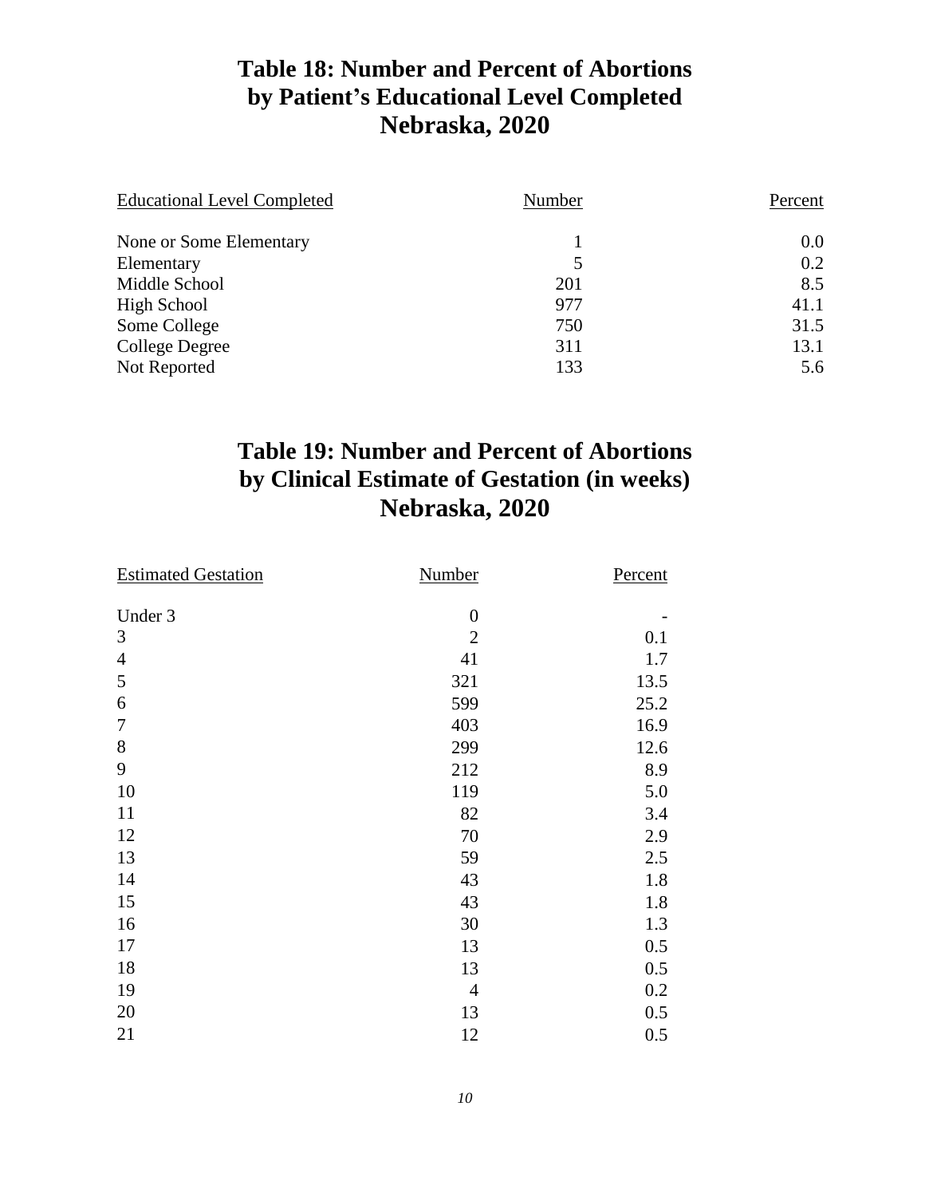## Table 18: Number and Percent of Abortions by Patient's Educational Level Completed Nebraska, 2020

| Educational Level Completed | Number | Percent |
|---|---|---|
| None or Some Elementary | 1 | 0.0 |
| Elementary | 5 | 0.2 |
| Middle School | 201 | 8.5 |
| High School | 977 | 41.1 |
| Some College | 750 | 31.5 |
| College Degree | 311 | 13.1 |
| Not Reported | 133 | 5.6 |

## Table 19: Number and Percent of Abortions by Clinical Estimate of Gestation (in weeks) Nebraska, 2020

| Estimated Gestation | Number | Percent |
|---|---|---|
| Under 3 | 0 | - |
| 3 | 2 | 0.1 |
| 4 | 41 | 1.7 |
| 5 | 321 | 13.5 |
| 6 | 599 | 25.2 |
| 7 | 403 | 16.9 |
| 8 | 299 | 12.6 |
| 9 | 212 | 8.9 |
| 10 | 119 | 5.0 |
| 11 | 82 | 3.4 |
| 12 | 70 | 2.9 |
| 13 | 59 | 2.5 |
| 14 | 43 | 1.8 |
| 15 | 43 | 1.8 |
| 16 | 30 | 1.3 |
| 17 | 13 | 0.5 |
| 18 | 13 | 0.5 |
| 19 | 4 | 0.2 |
| 20 | 13 | 0.5 |
| 21 | 12 | 0.5 |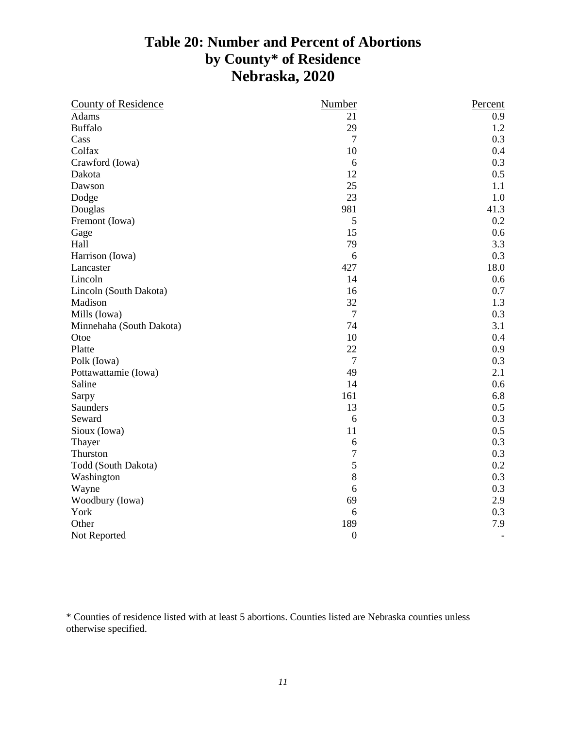# Table 20: Number and Percent of Abortions by County* of Residence Nebraska, 2020

| County of Residence | Number | Percent |
|---|---|---|
| Adams | 21 | 0.9 |
| Buffalo | 29 | 1.2 |
| Cass | 7 | 0.3 |
| Colfax | 10 | 0.4 |
| Crawford (Iowa) | 6 | 0.3 |
| Dakota | 12 | 0.5 |
| Dawson | 25 | 1.1 |
| Dodge | 23 | 1.0 |
| Douglas | 981 | 41.3 |
| Fremont (Iowa) | 5 | 0.2 |
| Gage | 15 | 0.6 |
| Hall | 79 | 3.3 |
| Harrison (Iowa) | 6 | 0.3 |
| Lancaster | 427 | 18.0 |
| Lincoln | 14 | 0.6 |
| Lincoln (South Dakota) | 16 | 0.7 |
| Madison | 32 | 1.3 |
| Mills (Iowa) | 7 | 0.3 |
| Minnehaha (South Dakota) | 74 | 3.1 |
| Otoe | 10 | 0.4 |
| Platte | 22 | 0.9 |
| Polk (Iowa) | 7 | 0.3 |
| Pottawattamie (Iowa) | 49 | 2.1 |
| Saline | 14 | 0.6 |
| Sarpy | 161 | 6.8 |
| Saunders | 13 | 0.5 |
| Seward | 6 | 0.3 |
| Sioux (Iowa) | 11 | 0.5 |
| Thayer | 6 | 0.3 |
| Thurston | 7 | 0.3 |
| Todd (South Dakota) | 5 | 0.2 |
| Washington | 8 | 0.3 |
| Wayne | 6 | 0.3 |
| Woodbury (Iowa) | 69 | 2.9 |
| York | 6 | 0.3 |
| Other | 189 | 7.9 |
| Not Reported | 0 | - |

* Counties of residence listed with at least 5 abortions. Counties listed are Nebraska counties unless otherwise specified.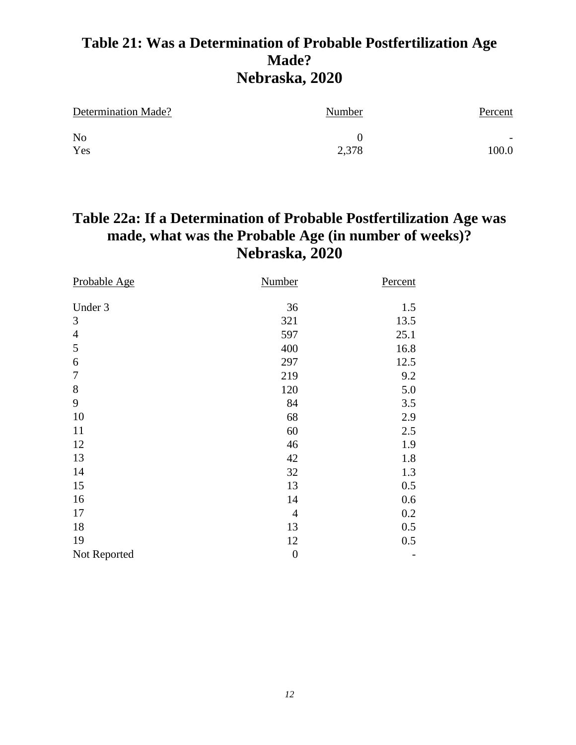## Table 21: Was a Determination of Probable Postfertilization Age Made?
## Nebraska, 2020

| Determination Made? | Number | Percent |
|---|---|---|
| No | 0 | - |
| Yes | 2,378 | 100.0 |

## Table 22a: If a Determination of Probable Postfertilization Age was made, what was the Probable Age (in number of weeks)?
## Nebraska, 2020

| Probable Age | Number | Percent |
|---|---|---|
| Under 3 | 36 | 1.5 |
| 3 | 321 | 13.5 |
| 4 | 597 | 25.1 |
| 5 | 400 | 16.8 |
| 6 | 297 | 12.5 |
| 7 | 219 | 9.2 |
| 8 | 120 | 5.0 |
| 9 | 84 | 3.5 |
| 10 | 68 | 2.9 |
| 11 | 60 | 2.5 |
| 12 | 46 | 1.9 |
| 13 | 42 | 1.8 |
| 14 | 32 | 1.3 |
| 15 | 13 | 0.5 |
| 16 | 14 | 0.6 |
| 17 | 4 | 0.2 |
| 18 | 13 | 0.5 |
| 19 | 12 | 0.5 |
| Not Reported | 0 | - |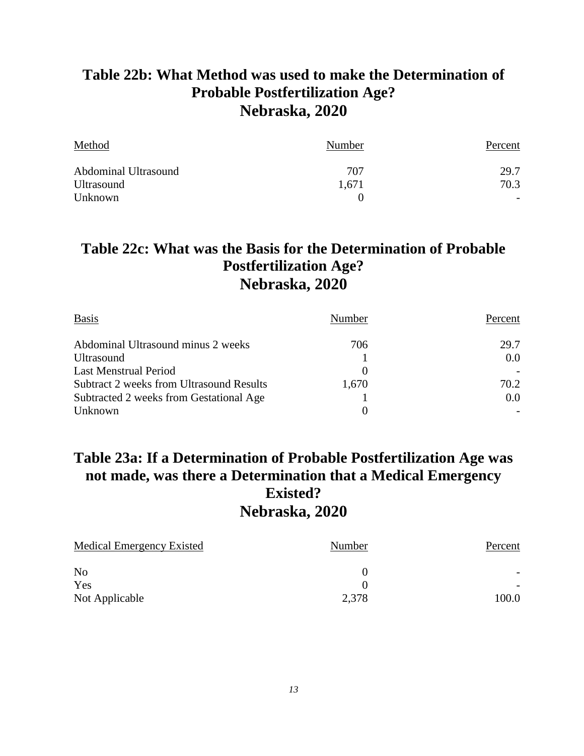## Table 22b: What Method was used to make the Determination of Probable Postfertilization Age?
## Nebraska, 2020

| Method | Number | Percent |
|---|---|---|
| Abdominal Ultrasound | 707 | 29.7 |
| Ultrasound | 1,671 | 70.3 |
| Unknown | 0 | - |

## Table 22c: What was the Basis for the Determination of Probable Postfertilization Age?
## Nebraska, 2020

| Basis | Number | Percent |
|---|---|---|
| Abdominal Ultrasound minus 2 weeks | 706 | 29.7 |
| Ultrasound | 1 | 0.0 |
| Last Menstrual Period | 0 | - |
| Subtract 2 weeks from Ultrasound Results | 1,670 | 70.2 |
| Subtracted 2 weeks from Gestational Age | 1 | 0.0 |
| Unknown | 0 | - |

## Table 23a: If a Determination of Probable Postfertilization Age was not made, was there a Determination that a Medical Emergency Existed?
## Nebraska, 2020

| Medical Emergency Existed | Number | Percent |
|---|---|---|
| No | 0 | - |
| Yes | 0 | - |
| Not Applicable | 2,378 | 100.0 |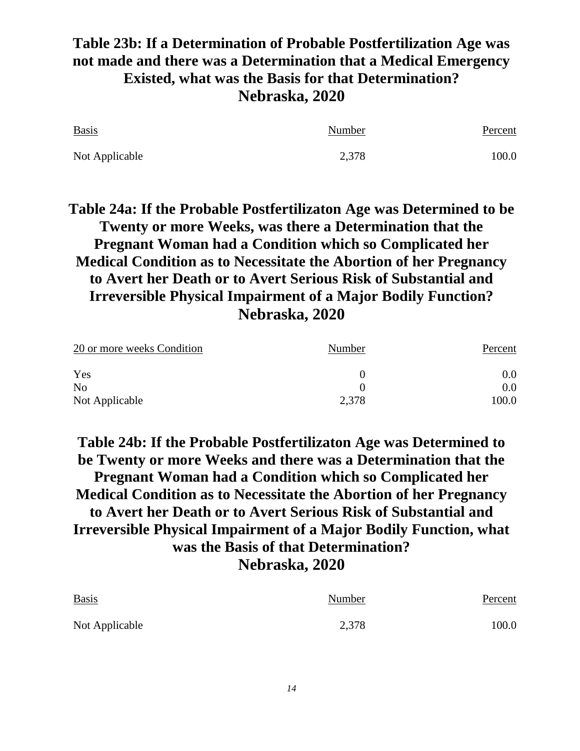## Table 23b: If a Determination of Probable Postfertilization Age was not made and there was a Determination that a Medical Emergency Existed, what was the Basis for that Determination? Nebraska, 2020

| Basis | Number | Percent |
|---|---|---|
| Not Applicable | 2,378 | 100.0 |

## Table 24a: If the Probable Postfertilizaton Age was Determined to be Twenty or more Weeks, was there a Determination that the Pregnant Woman had a Condition which so Complicated her Medical Condition as to Necessitate the Abortion of her Pregnancy to Avert her Death or to Avert Serious Risk of Substantial and Irreversible Physical Impairment of a Major Bodily Function? Nebraska, 2020

| 20 or more weeks Condition | Number | Percent |
|---|---|---|
| Yes | 0 | 0.0 |
| No | 0 | 0.0 |
| Not Applicable | 2,378 | 100.0 |

## Table 24b: If the Probable Postfertilizaton Age was Determined to be Twenty or more Weeks and there was a Determination that the Pregnant Woman had a Condition which so Complicated her Medical Condition as to Necessitate the Abortion of her Pregnancy to Avert her Death or to Avert Serious Risk of Substantial and Irreversible Physical Impairment of a Major Bodily Function, what was the Basis of that Determination? Nebraska, 2020

| Basis | Number | Percent |
|---|---|---|
| Not Applicable | 2,378 | 100.0 |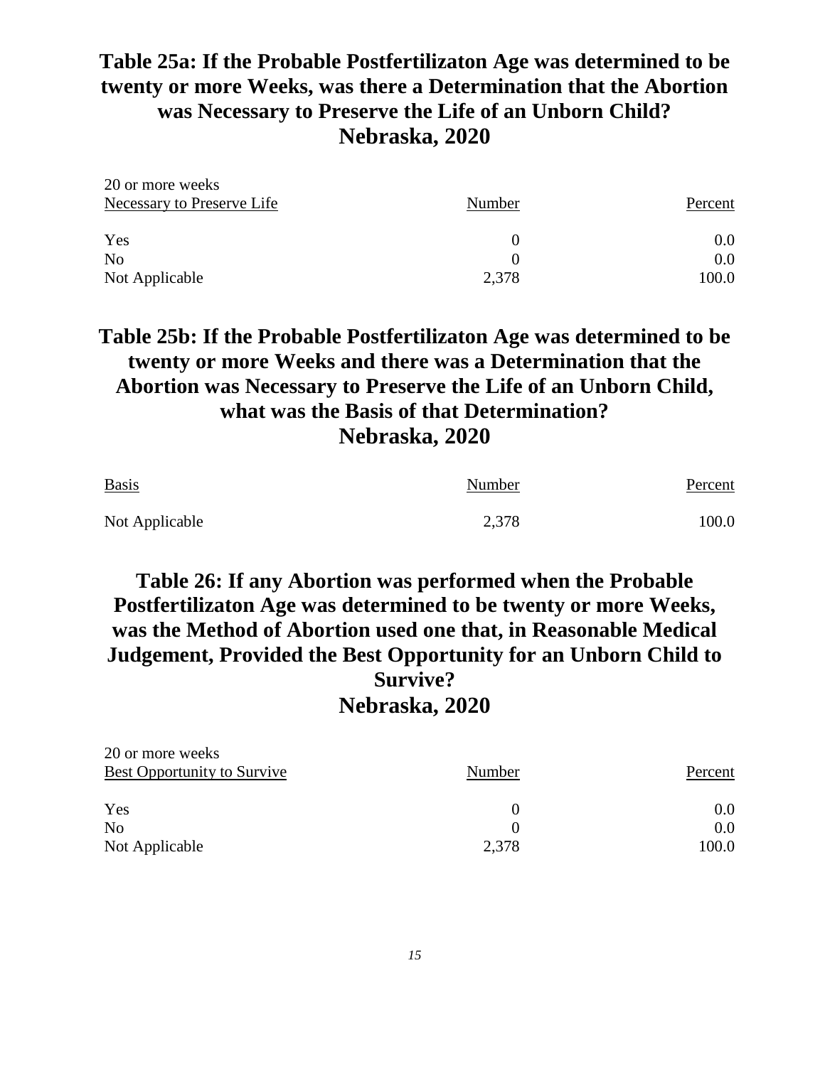## Table 25a: If the Probable Postfertilizaton Age was determined to be twenty or more Weeks, was there a Determination that the Abortion was Necessary to Preserve the Life of an Unborn Child? Nebraska, 2020

| 20 or more weeks<br>Necessary to Preserve Life | Number | Percent |
|---|---|---|
| Yes | 0 | 0.0 |
| No | 0 | 0.0 |
| Not Applicable | 2,378 | 100.0 |

## Table 25b: If the Probable Postfertilizaton Age was determined to be twenty or more Weeks and there was a Determination that the Abortion was Necessary to Preserve the Life of an Unborn Child, what was the Basis of that Determination? Nebraska, 2020

| Basis | Number | Percent |
|---|---|---|
| Not Applicable | 2,378 | 100.0 |

## Table 26: If any Abortion was performed when the Probable Postfertilizaton Age was determined to be twenty or more Weeks, was the Method of Abortion used one that, in Reasonable Medical Judgement, Provided the Best Opportunity for an Unborn Child to Survive? Nebraska, 2020

| 20 or more weeks<br>Best Opportunity to Survive | Number | Percent |
|---|---|---|
| Yes | 0 | 0.0 |
| No | 0 | 0.0 |
| Not Applicable | 2,378 | 100.0 |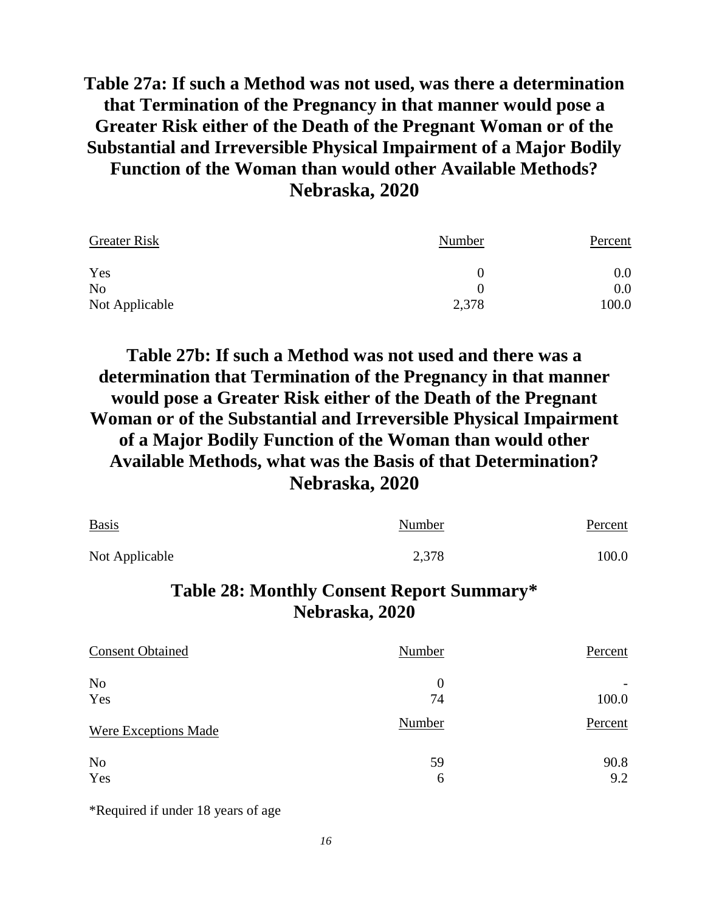## Table 27a: If such a Method was not used, was there a determination that Termination of the Pregnancy in that manner would pose a Greater Risk either of the Death of the Pregnant Woman or of the Substantial and Irreversible Physical Impairment of a Major Bodily Function of the Woman than would other Available Methods? Nebraska, 2020

| Greater Risk | Number | Percent |
|---|---|---|
| Yes | 0 | 0.0 |
| No | 0 | 0.0 |
| Not Applicable | 2,378 | 100.0 |

## Table 27b: If such a Method was not used and there was a determination that Termination of the Pregnancy in that manner would pose a Greater Risk either of the Death of the Pregnant Woman or of the Substantial and Irreversible Physical Impairment of a Major Bodily Function of the Woman than would other Available Methods, what was the Basis of that Determination? Nebraska, 2020

| Basis | Number | Percent |
|---|---|---|
| Not Applicable | 2,378 | 100.0 |

## Table 28: Monthly Consent Report Summary* Nebraska, 2020

| Consent Obtained | Number | Percent |
|---|---|---|
| No | 0 | - |
| Yes | 74 | 100.0 |
| **Were Exceptions Made** | **Number** | **Percent** |
| No | 59 | 90.8 |
| Yes | 6 | 9.2 |

*Required if under 18 years of age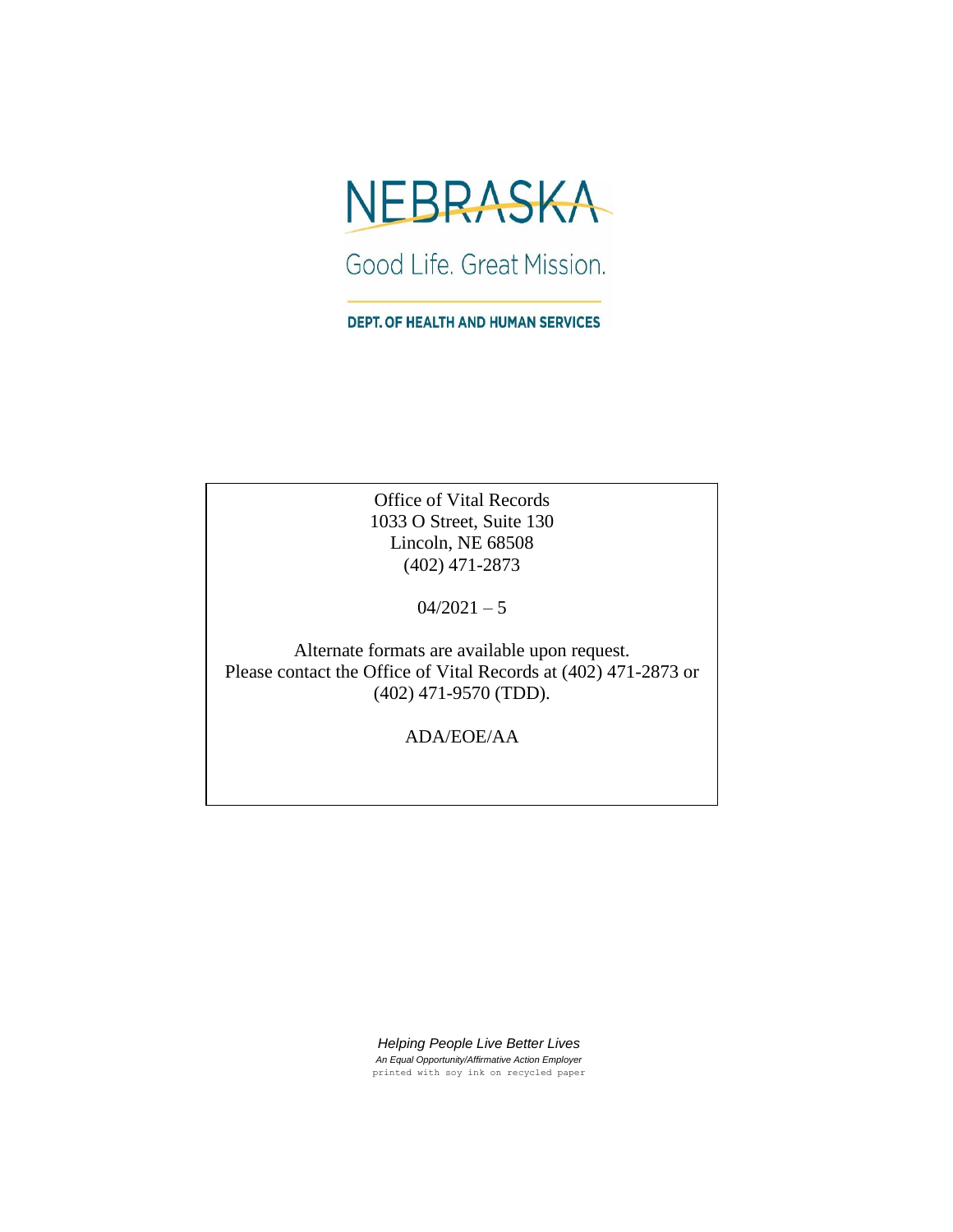NEBRASKA

Good Life. Great Mission.

DEPT. OF HEALTH AND HUMAN SERVICES

Office of Vital Records
1033 O Street, Suite 130
Lincoln, NE 68508
(402) 471-2873

04/2021 – 5

Alternate formats are available upon request.
Please contact the Office of Vital Records at (402) 471-2873 or (402) 471-9570 (TDD).

ADA/EOE/AA

*Helping People Live Better Lives*
*An Equal Opportunity/Affirmative Action Employer*
printed with soy ink on recycled paper